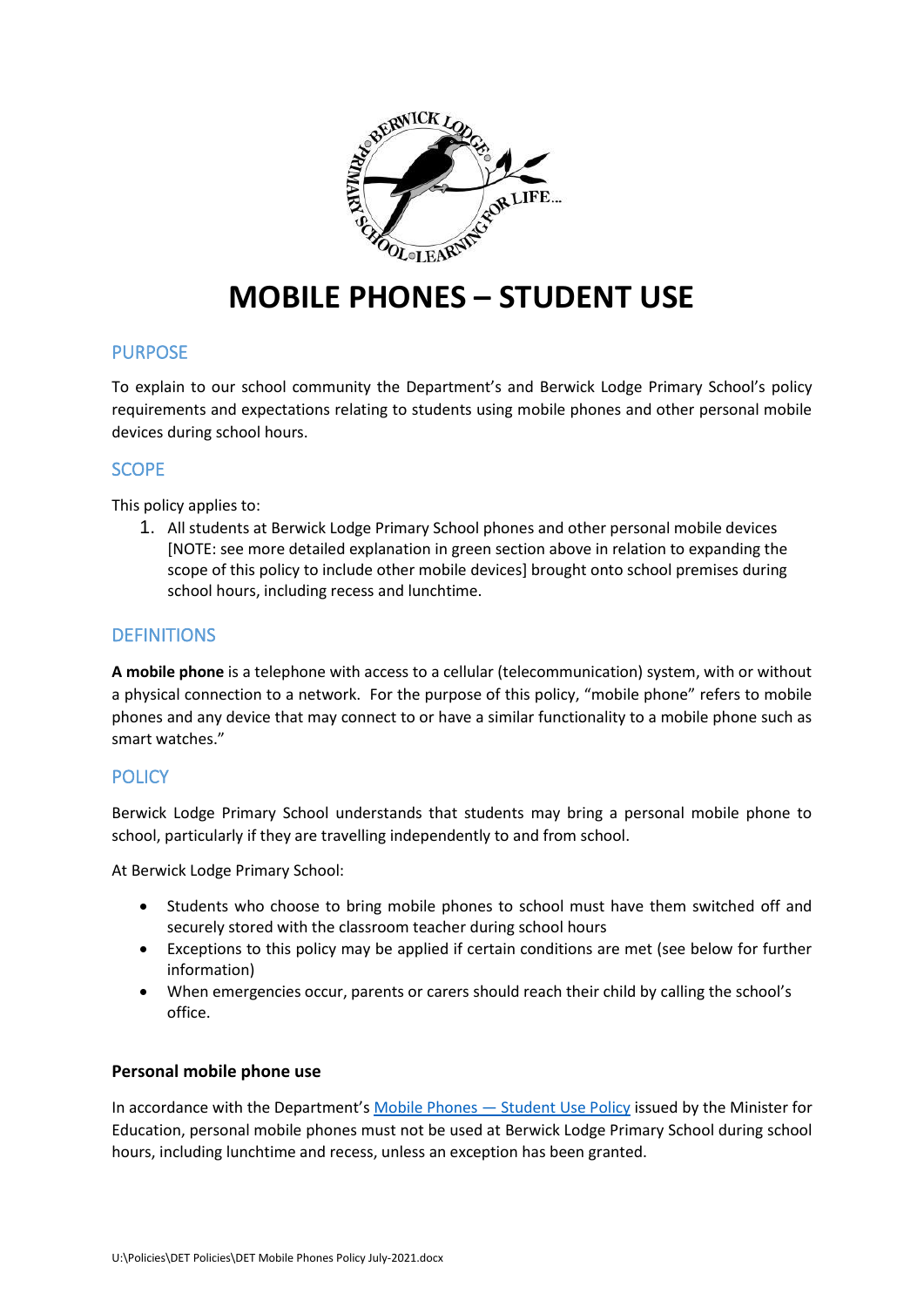# MOBILE PHONES – STUDENT USE

## PURPOSE

To explain to our school community the Department's and Berwick Lodge Primary School's policy requirements and expectations relating to students using mobile phones and other personal mobile devices during school hours.

## SCOPE

This policy applies to:

1. All students at Berwick Lodge Primary School phones and other personal mobile devices [NOTE: see more detailed explanation in green section above in relation to expanding the scope of this policy to include other mobile devices] brought onto school premises during school hours, including recess and lunchtime.

## DEFINITIONS

**A mobile phone** is a telephone with access to a cellular (telecommunication) system, with or without a physical connection to a network. For the purpose of this policy, "mobile phone" refers to mobile phones and any device that may connect to or have a similar functionality to a mobile phone such as smart watches."

## POLICY

Berwick Lodge Primary School understands that students may bring a personal mobile phone to school, particularly if they are travelling independently to and from school.

At Berwick Lodge Primary School:

- Students who choose to bring mobile phones to school must have them switched off and securely stored with the classroom teacher during school hours
- Exceptions to this policy may be applied if certain conditions are met (see below for further information)
- When emergencies occur, parents or carers should reach their child by calling the school's office.

### Personal mobile phone use

In accordance with the Department's Mobile Phones — Student Use Policy issued by the Minister for Education, personal mobile phones must not be used at Berwick Lodge Primary School during school hours, including lunchtime and recess, unless an exception has been granted.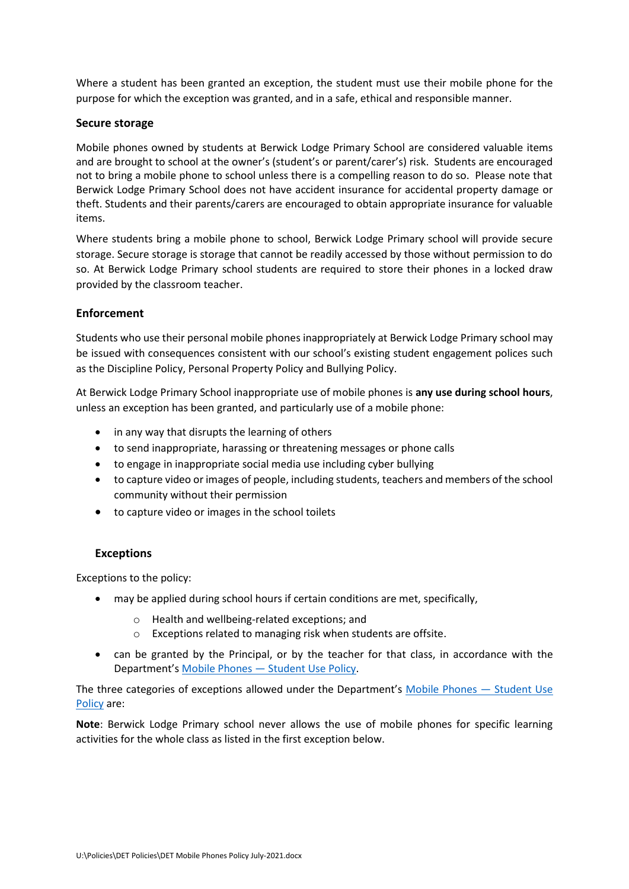Where a student has been granted an exception, the student must use their mobile phone for the purpose for which the exception was granted, and in a safe, ethical and responsible manner.

### Secure storage

Mobile phones owned by students at Berwick Lodge Primary School are considered valuable items and are brought to school at the owner's (student's or parent/carer's) risk. Students are encouraged not to bring a mobile phone to school unless there is a compelling reason to do so. Please note that Berwick Lodge Primary School does not have accident insurance for accidental property damage or theft. Students and their parents/carers are encouraged to obtain appropriate insurance for valuable items.

Where students bring a mobile phone to school, Berwick Lodge Primary school will provide secure storage. Secure storage is storage that cannot be readily accessed by those without permission to do so. At Berwick Lodge Primary school students are required to store their phones in a locked draw provided by the classroom teacher.

### Enforcement

Students who use their personal mobile phones inappropriately at Berwick Lodge Primary school may be issued with consequences consistent with our school's existing student engagement polices such as the Discipline Policy, Personal Property Policy and Bullying Policy.

At Berwick Lodge Primary School inappropriate use of mobile phones is **any use during school hours**, unless an exception has been granted, and particularly use of a mobile phone:

- in any way that disrupts the learning of others
- to send inappropriate, harassing or threatening messages or phone calls
- to engage in inappropriate social media use including cyber bullying
- to capture video or images of people, including students, teachers and members of the school community without their permission
- to capture video or images in the school toilets

### Exceptions

Exceptions to the policy:

- may be applied during school hours if certain conditions are met, specifically,
  - Health and wellbeing-related exceptions; and
  - Exceptions related to managing risk when students are offsite.
- can be granted by the Principal, or by the teacher for that class, in accordance with the Department's Mobile Phones — Student Use Policy.

The three categories of exceptions allowed under the Department's Mobile Phones — Student Use Policy are:

**Note**: Berwick Lodge Primary school never allows the use of mobile phones for specific learning activities for the whole class as listed in the first exception below.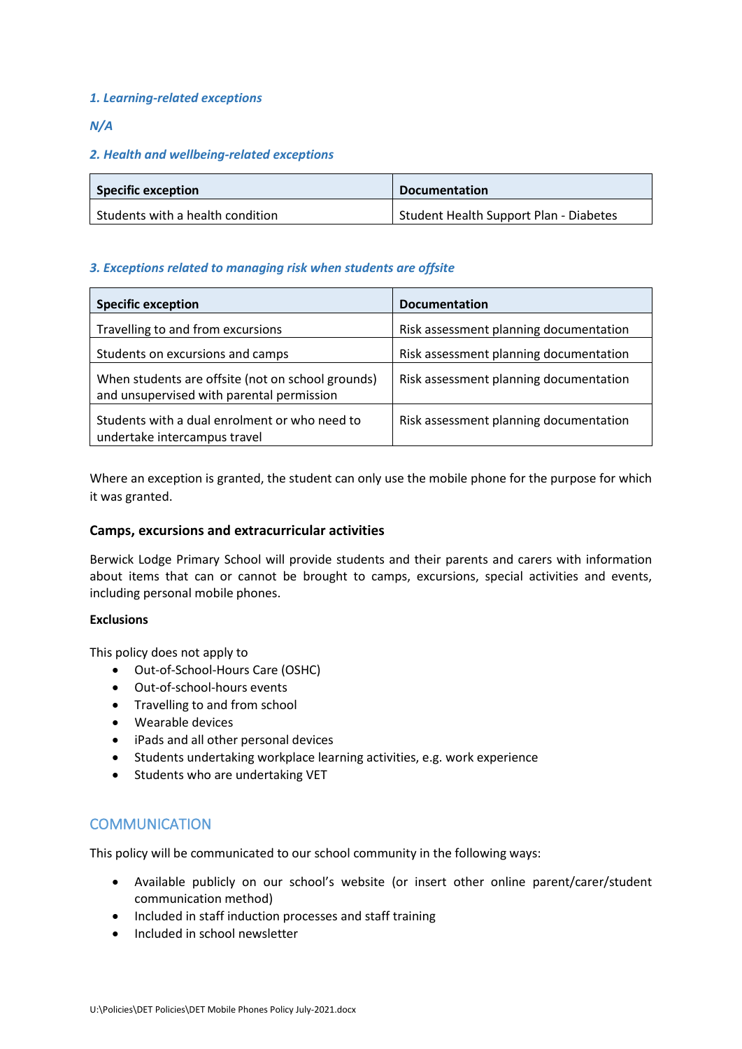*1. Learning-related exceptions*

*N/A*

*2. Health and wellbeing-related exceptions*

| Specific exception | Documentation |
| --- | --- |
| Students with a health condition | Student Health Support Plan - Diabetes |

*3. Exceptions related to managing risk when students are offsite*

| Specific exception | Documentation |
| --- | --- |
| Travelling to and from excursions | Risk assessment planning documentation |
| Students on excursions and camps | Risk assessment planning documentation |
| When students are offsite (not on school grounds) and unsupervised with parental permission | Risk assessment planning documentation |
| Students with a dual enrolment or who need to undertake intercampus travel | Risk assessment planning documentation |

Where an exception is granted, the student can only use the mobile phone for the purpose for which it was granted.

### Camps, excursions and extracurricular activities

Berwick Lodge Primary School will provide students and their parents and carers with information about items that can or cannot be brought to camps, excursions, special activities and events, including personal mobile phones.

**Exclusions**

This policy does not apply to

- Out-of-School-Hours Care (OSHC)
- Out-of-school-hours events
- Travelling to and from school
- Wearable devices
- iPads and all other personal devices
- Students undertaking workplace learning activities, e.g. work experience
- Students who are undertaking VET

## COMMUNICATION

This policy will be communicated to our school community in the following ways:

- Available publicly on our school's website (or insert other online parent/carer/student communication method)
- Included in staff induction processes and staff training
- Included in school newsletter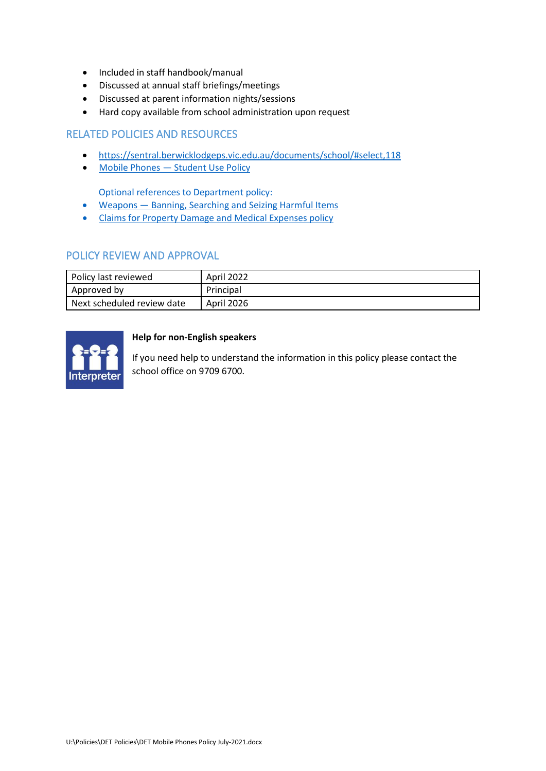- Included in staff handbook/manual
- Discussed at annual staff briefings/meetings
- Discussed at parent information nights/sessions
- Hard copy available from school administration upon request

## RELATED POLICIES AND RESOURCES

- https://sentral.berwicklodgeps.vic.edu.au/documents/school/#select,118
- Mobile Phones — Student Use Policy

Optional references to Department policy:

- Weapons — Banning, Searching and Seizing Harmful Items
- Claims for Property Damage and Medical Expenses policy

## POLICY REVIEW AND APPROVAL

| | |
|---|---|
| Policy last reviewed | April 2022 |
| Approved by | Principal |
| Next scheduled review date | April 2026 |

Interpreter

**Help for non-English speakers**

If you need help to understand the information in this policy please contact the school office on 9709 6700.

U:\Policies\DET Policies\DET Mobile Phones Policy July-2021.docx